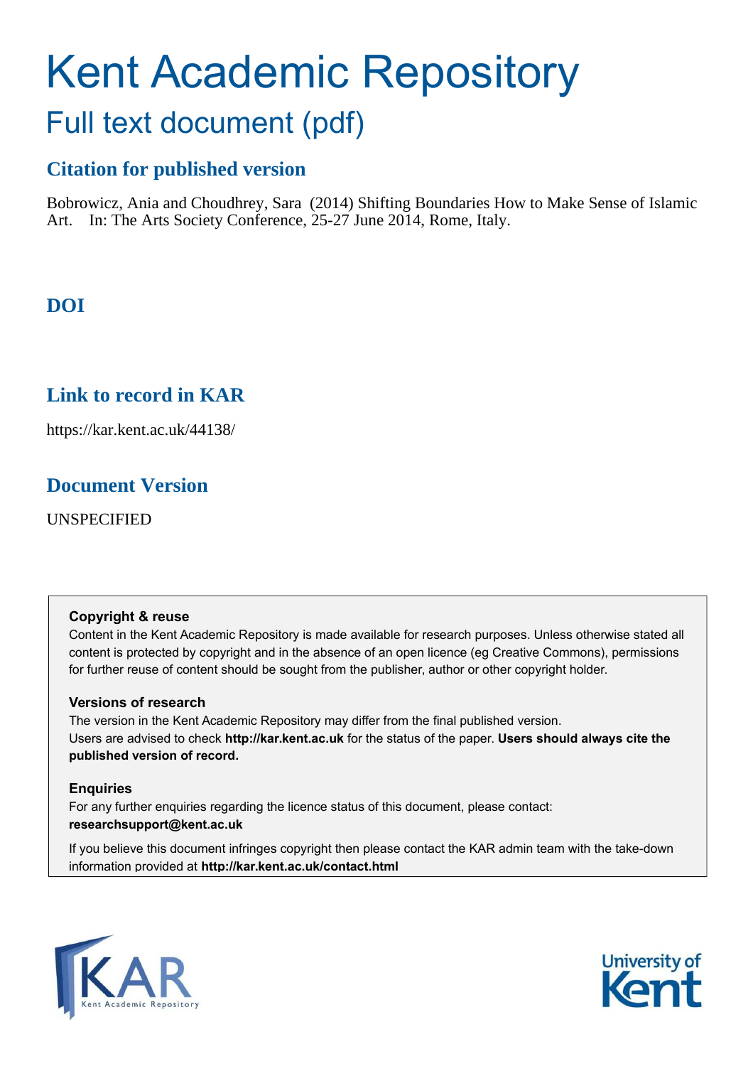# Kent Academic Repository

## Full text document (pdf)

### Citation for published version

Bobrowicz, Ania and Choudhrey, Sara (2014) Shifting Boundaries How to Make Sense of Islamic Art. In: The Arts Society Conference, 25-27 June 2014, Rome, Italy.

### DOI

### Link to record in KAR

https://kar.kent.ac.uk/44138/

### Document Version

UNSPECIFIED

**Copyright & reuse**

Content in the Kent Academic Repository is made available for research purposes. Unless otherwise stated all content is protected by copyright and in the absence of an open licence (eg Creative Commons), permissions for further reuse of content should be sought from the publisher, author or other copyright holder.

**Versions of research**

The version in the Kent Academic Repository may differ from the final published version. Users are advised to check **http://kar.kent.ac.uk** for the status of the paper. **Users should always cite the published version of record.**

**Enquiries**

For any further enquiries regarding the licence status of this document, please contact: **researchsupport@kent.ac.uk**

If you believe this document infringes copyright then please contact the KAR admin team with the take-down information provided at **http://kar.kent.ac.uk/contact.html**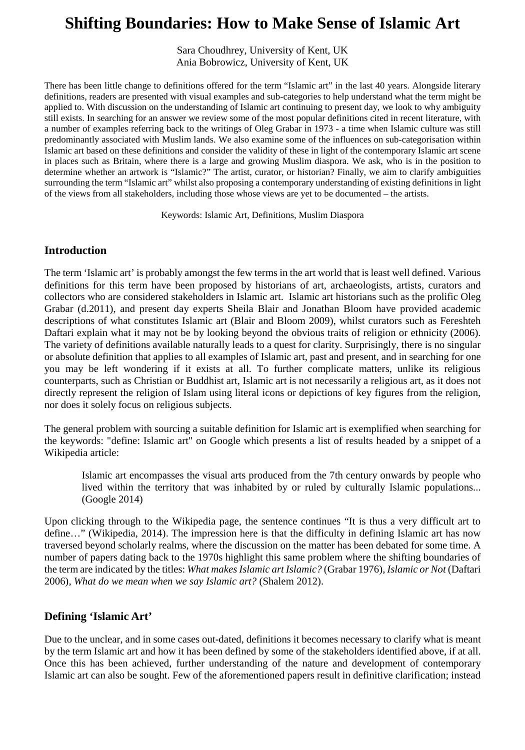# Shifting Boundaries: How to Make Sense of Islamic Art

Sara Choudhrey, University of Kent, UK
Ania Bobrowicz, University of Kent, UK

There has been little change to definitions offered for the term "Islamic art" in the last 40 years. Alongside literary definitions, readers are presented with visual examples and sub-categories to help understand what the term might be applied to. With discussion on the understanding of Islamic art continuing to present day, we look to why ambiguity still exists. In searching for an answer we review some of the most popular definitions cited in recent literature, with a number of examples referring back to the writings of Oleg Grabar in 1973 - a time when Islamic culture was still predominantly associated with Muslim lands. We also examine some of the influences on sub-categorisation within Islamic art based on these definitions and consider the validity of these in light of the contemporary Islamic art scene in places such as Britain, where there is a large and growing Muslim diaspora. We ask, who is in the position to determine whether an artwork is "Islamic?" The artist, curator, or historian? Finally, we aim to clarify ambiguities surrounding the term "Islamic art" whilst also proposing a contemporary understanding of existing definitions in light of the views from all stakeholders, including those whose views are yet to be documented – the artists.

Keywords: Islamic Art, Definitions, Muslim Diaspora

## Introduction

The term 'Islamic art' is probably amongst the few terms in the art world that is least well defined. Various definitions for this term have been proposed by historians of art, archaeologists, artists, curators and collectors who are considered stakeholders in Islamic art. Islamic art historians such as the prolific Oleg Grabar (d.2011), and present day experts Sheila Blair and Jonathan Bloom have provided academic descriptions of what constitutes Islamic art (Blair and Bloom 2009), whilst curators such as Fereshteh Daftari explain what it may not be by looking beyond the obvious traits of religion or ethnicity (2006). The variety of definitions available naturally leads to a quest for clarity. Surprisingly, there is no singular or absolute definition that applies to all examples of Islamic art, past and present, and in searching for one you may be left wondering if it exists at all. To further complicate matters, unlike its religious counterparts, such as Christian or Buddhist art, Islamic art is not necessarily a religious art, as it does not directly represent the religion of Islam using literal icons or depictions of key figures from the religion, nor does it solely focus on religious subjects.

The general problem with sourcing a suitable definition for Islamic art is exemplified when searching for the keywords: "define: Islamic art" on Google which presents a list of results headed by a snippet of a Wikipedia article:

> Islamic art encompasses the visual arts produced from the 7th century onwards by people who lived within the territory that was inhabited by or ruled by culturally Islamic populations... (Google 2014)

Upon clicking through to the Wikipedia page, the sentence continues "It is thus a very difficult art to define…" (Wikipedia, 2014). The impression here is that the difficulty in defining Islamic art has now traversed beyond scholarly realms, where the discussion on the matter has been debated for some time. A number of papers dating back to the 1970s highlight this same problem where the shifting boundaries of the term are indicated by the titles: *What makes Islamic art Islamic?* (Grabar 1976), *Islamic or Not* (Daftari 2006), *What do we mean when we say Islamic art?* (Shalem 2012).

## Defining 'Islamic Art'

Due to the unclear, and in some cases out-dated, definitions it becomes necessary to clarify what is meant by the term Islamic art and how it has been defined by some of the stakeholders identified above, if at all. Once this has been achieved, further understanding of the nature and development of contemporary Islamic art can also be sought. Few of the aforementioned papers result in definitive clarification; instead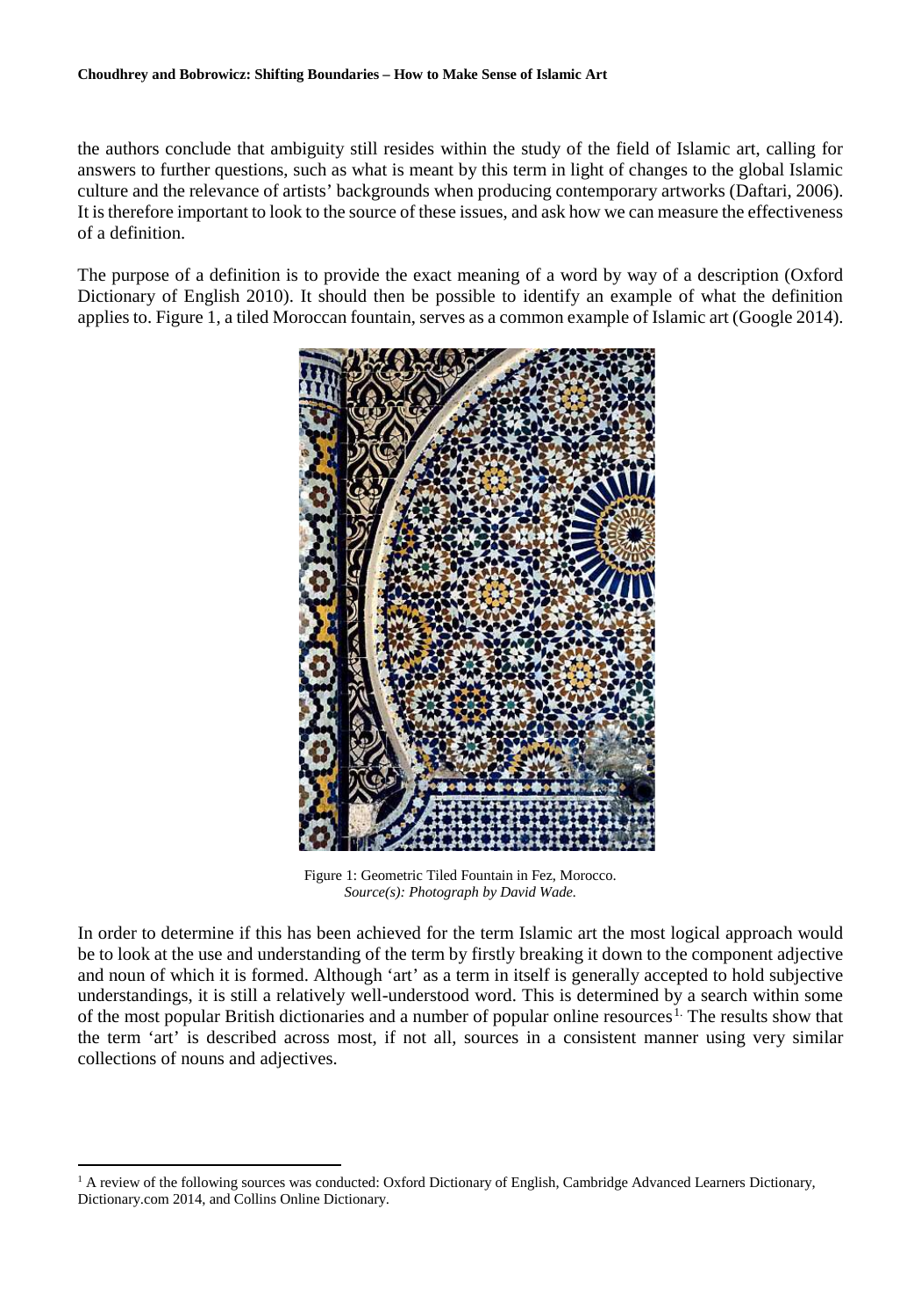the authors conclude that ambiguity still resides within the study of the field of Islamic art, calling for answers to further questions, such as what is meant by this term in light of changes to the global Islamic culture and the relevance of artists' backgrounds when producing contemporary artworks (Daftari, 2006). It is therefore important to look to the source of these issues, and ask how we can measure the effectiveness of a definition.

The purpose of a definition is to provide the exact meaning of a word by way of a description (Oxford Dictionary of English 2010). It should then be possible to identify an example of what the definition applies to. Figure 1, a tiled Moroccan fountain, serves as a common example of Islamic art (Google 2014).

Figure 1: Geometric Tiled Fountain in Fez, Morocco.
*Source(s): Photograph by David Wade.*

In order to determine if this has been achieved for the term Islamic art the most logical approach would be to look at the use and understanding of the term by firstly breaking it down to the component adjective and noun of which it is formed. Although 'art' as a term in itself is generally accepted to hold subjective understandings, it is still a relatively well-understood word. This is determined by a search within some of the most popular British dictionaries and a number of popular online resources[1]. The results show that the term 'art' is described across most, if not all, sources in a consistent manner using very similar collections of nouns and adjectives.

[1] A review of the following sources was conducted: Oxford Dictionary of English, Cambridge Advanced Learners Dictionary, Dictionary.com 2014, and Collins Online Dictionary.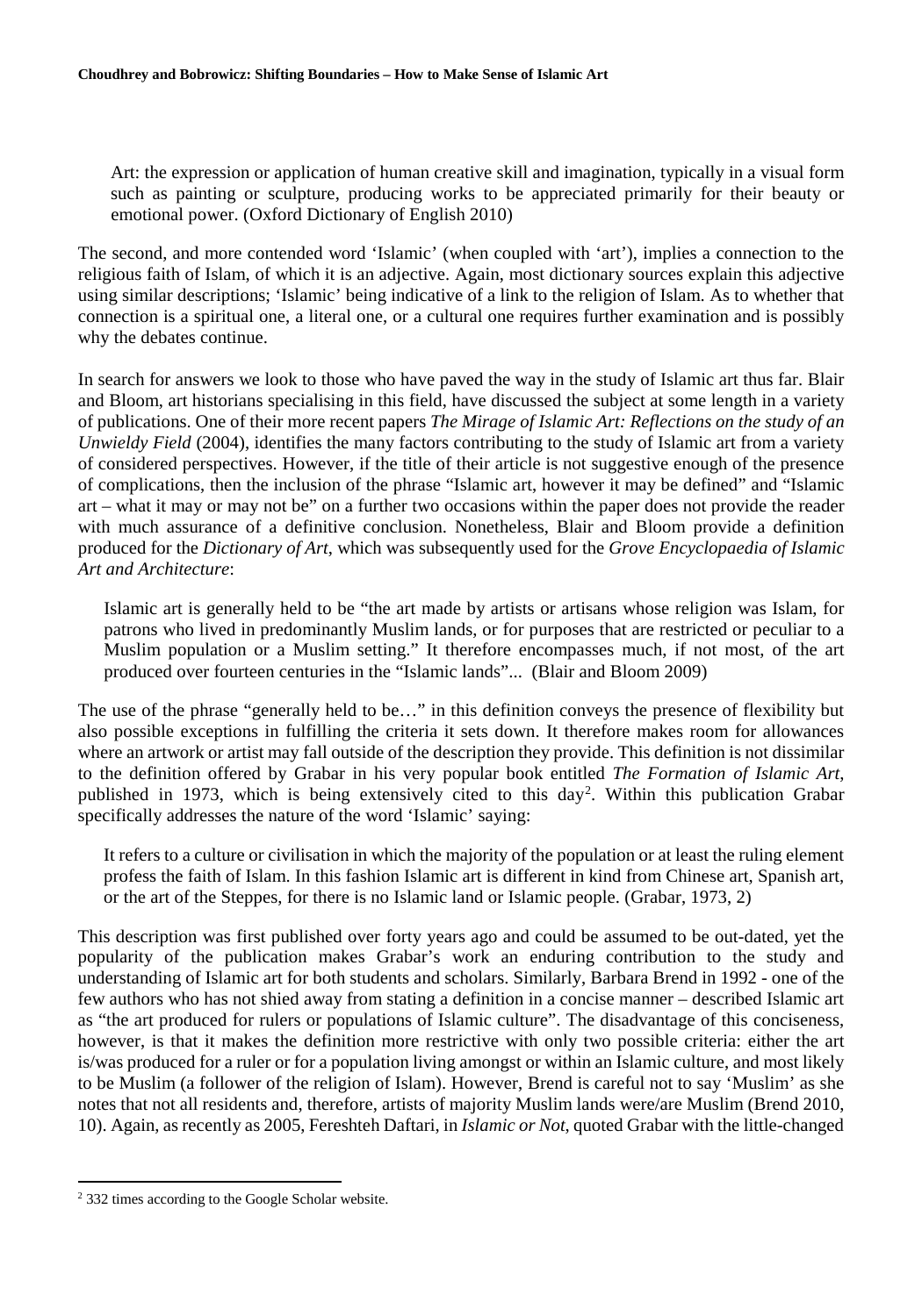> Art: the expression or application of human creative skill and imagination, typically in a visual form such as painting or sculpture, producing works to be appreciated primarily for their beauty or emotional power. (Oxford Dictionary of English 2010)

The second, and more contended word 'Islamic' (when coupled with 'art'), implies a connection to the religious faith of Islam, of which it is an adjective. Again, most dictionary sources explain this adjective using similar descriptions; 'Islamic' being indicative of a link to the religion of Islam. As to whether that connection is a spiritual one, a literal one, or a cultural one requires further examination and is possibly why the debates continue.

In search for answers we look to those who have paved the way in the study of Islamic art thus far. Blair and Bloom, art historians specialising in this field, have discussed the subject at some length in a variety of publications. One of their more recent papers *The Mirage of Islamic Art: Reflections on the study of an Unwieldy Field* (2004), identifies the many factors contributing to the study of Islamic art from a variety of considered perspectives. However, if the title of their article is not suggestive enough of the presence of complications, then the inclusion of the phrase "Islamic art, however it may be defined" and "Islamic art – what it may or may not be" on a further two occasions within the paper does not provide the reader with much assurance of a definitive conclusion. Nonetheless, Blair and Bloom provide a definition produced for the *Dictionary of Art*, which was subsequently used for the *Grove Encyclopaedia of Islamic Art and Architecture*:

> Islamic art is generally held to be "the art made by artists or artisans whose religion was Islam, for patrons who lived in predominantly Muslim lands, or for purposes that are restricted or peculiar to a Muslim population or a Muslim setting." It therefore encompasses much, if not most, of the art produced over fourteen centuries in the "Islamic lands"... (Blair and Bloom 2009)

The use of the phrase "generally held to be…" in this definition conveys the presence of flexibility but also possible exceptions in fulfilling the criteria it sets down. It therefore makes room for allowances where an artwork or artist may fall outside of the description they provide. This definition is not dissimilar to the definition offered by Grabar in his very popular book entitled *The Formation of Islamic Art*, published in 1973, which is being extensively cited to this day[2]. Within this publication Grabar specifically addresses the nature of the word 'Islamic' saying:

> It refers to a culture or civilisation in which the majority of the population or at least the ruling element profess the faith of Islam. In this fashion Islamic art is different in kind from Chinese art, Spanish art, or the art of the Steppes, for there is no Islamic land or Islamic people. (Grabar, 1973, 2)

This description was first published over forty years ago and could be assumed to be out-dated, yet the popularity of the publication makes Grabar's work an enduring contribution to the study and understanding of Islamic art for both students and scholars. Similarly, Barbara Brend in 1992 - one of the few authors who has not shied away from stating a definition in a concise manner – described Islamic art as "the art produced for rulers or populations of Islamic culture". The disadvantage of this conciseness, however, is that it makes the definition more restrictive with only two possible criteria: either the art is/was produced for a ruler or for a population living amongst or within an Islamic culture, and most likely to be Muslim (a follower of the religion of Islam). However, Brend is careful not to say 'Muslim' as she notes that not all residents and, therefore, artists of majority Muslim lands were/are Muslim (Brend 2010, 10). Again, as recently as 2005, Fereshteh Daftari, in *Islamic or Not*, quoted Grabar with the little-changed

[2] 332 times according to the Google Scholar website.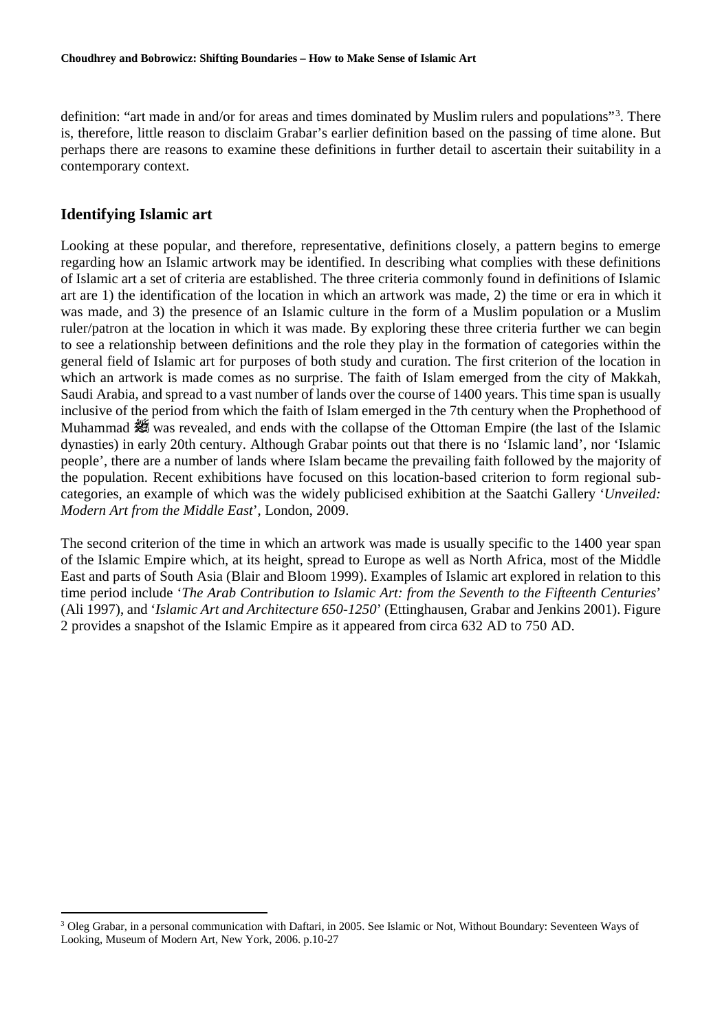definition: "art made in and/or for areas and times dominated by Muslim rulers and populations"[3]. There is, therefore, little reason to disclaim Grabar's earlier definition based on the passing of time alone. But perhaps there are reasons to examine these definitions in further detail to ascertain their suitability in a contemporary context.

## Identifying Islamic art

Looking at these popular, and therefore, representative, definitions closely, a pattern begins to emerge regarding how an Islamic artwork may be identified. In describing what complies with these definitions of Islamic art a set of criteria are established. The three criteria commonly found in definitions of Islamic art are 1) the identification of the location in which an artwork was made, 2) the time or era in which it was made, and 3) the presence of an Islamic culture in the form of a Muslim population or a Muslim ruler/patron at the location in which it was made. By exploring these three criteria further we can begin to see a relationship between definitions and the role they play in the formation of categories within the general field of Islamic art for purposes of both study and curation. The first criterion of the location in which an artwork is made comes as no surprise. The faith of Islam emerged from the city of Makkah, Saudi Arabia, and spread to a vast number of lands over the course of 1400 years. This time span is usually inclusive of the period from which the faith of Islam emerged in the 7th century when the Prophethood of Muhammad ﷺ was revealed, and ends with the collapse of the Ottoman Empire (the last of the Islamic dynasties) in early 20th century. Although Grabar points out that there is no 'Islamic land', nor 'Islamic people', there are a number of lands where Islam became the prevailing faith followed by the majority of the population. Recent exhibitions have focused on this location-based criterion to form regional sub-categories, an example of which was the widely publicised exhibition at the Saatchi Gallery '*Unveiled: Modern Art from the Middle East*', London, 2009.

The second criterion of the time in which an artwork was made is usually specific to the 1400 year span of the Islamic Empire which, at its height, spread to Europe as well as North Africa, most of the Middle East and parts of South Asia (Blair and Bloom 1999). Examples of Islamic art explored in relation to this time period include '*The Arab Contribution to Islamic Art: from the Seventh to the Fifteenth Centuries*' (Ali 1997), and '*Islamic Art and Architecture 650-1250*' (Ettinghausen, Grabar and Jenkins 2001). Figure 2 provides a snapshot of the Islamic Empire as it appeared from circa 632 AD to 750 AD.

[3] Oleg Grabar, in a personal communication with Daftari, in 2005. See Islamic or Not, Without Boundary: Seventeen Ways of Looking, Museum of Modern Art, New York, 2006. p.10-27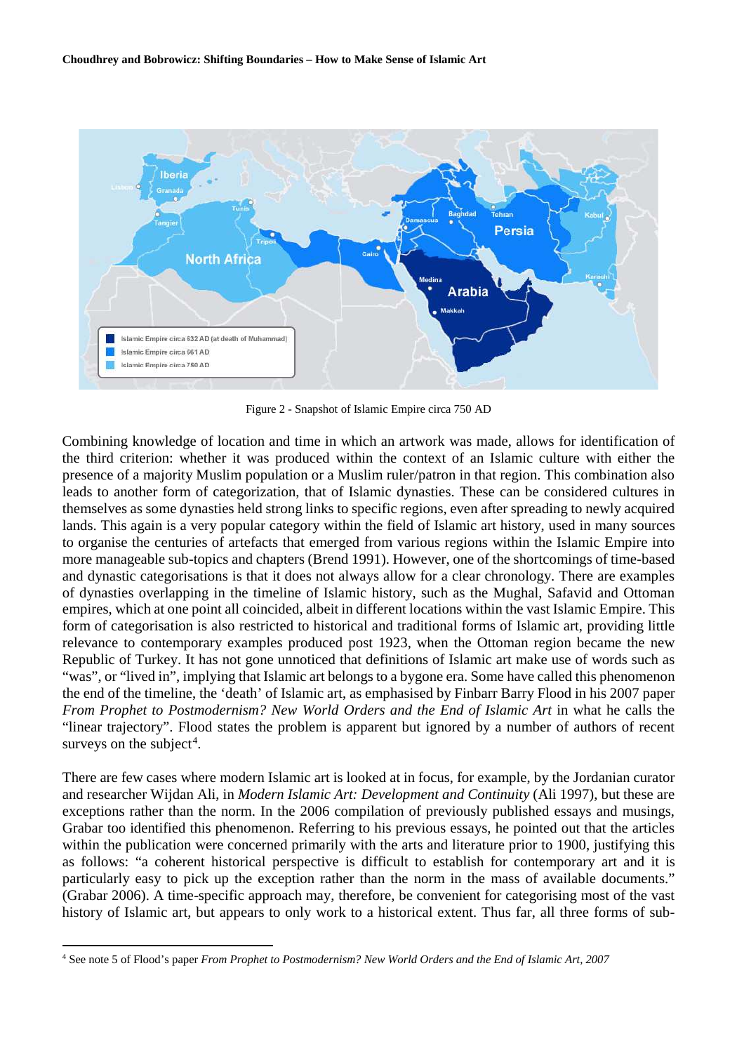Figure 2 - Snapshot of Islamic Empire circa 750 AD

Combining knowledge of location and time in which an artwork was made, allows for identification of the third criterion: whether it was produced within the context of an Islamic culture with either the presence of a majority Muslim population or a Muslim ruler/patron in that region. This combination also leads to another form of categorization, that of Islamic dynasties. These can be considered cultures in themselves as some dynasties held strong links to specific regions, even after spreading to newly acquired lands. This again is a very popular category within the field of Islamic art history, used in many sources to organise the centuries of artefacts that emerged from various regions within the Islamic Empire into more manageable sub-topics and chapters (Brend 1991). However, one of the shortcomings of time-based and dynastic categorisations is that it does not always allow for a clear chronology. There are examples of dynasties overlapping in the timeline of Islamic history, such as the Mughal, Safavid and Ottoman empires, which at one point all coincided, albeit in different locations within the vast Islamic Empire. This form of categorisation is also restricted to historical and traditional forms of Islamic art, providing little relevance to contemporary examples produced post 1923, when the Ottoman region became the new Republic of Turkey. It has not gone unnoticed that definitions of Islamic art make use of words such as "was", or "lived in", implying that Islamic art belongs to a bygone era. Some have called this phenomenon the end of the timeline, the 'death' of Islamic art, as emphasised by Finbarr Barry Flood in his 2007 paper *From Prophet to Postmodernism? New World Orders and the End of Islamic Art* in what he calls the "linear trajectory". Flood states the problem is apparent but ignored by a number of authors of recent surveys on the subject[4].

There are few cases where modern Islamic art is looked at in focus, for example, by the Jordanian curator and researcher Wijdan Ali, in *Modern Islamic Art: Development and Continuity* (Ali 1997), but these are exceptions rather than the norm. In the 2006 compilation of previously published essays and musings, Grabar too identified this phenomenon. Referring to his previous essays, he pointed out that the articles within the publication were concerned primarily with the arts and literature prior to 1900, justifying this as follows: "a coherent historical perspective is difficult to establish for contemporary art and it is particularly easy to pick up the exception rather than the norm in the mass of available documents." (Grabar 2006). A time-specific approach may, therefore, be convenient for categorising most of the vast history of Islamic art, but appears to only work to a historical extent. Thus far, all three forms of sub-

[4] See note 5 of Flood's paper *From Prophet to Postmodernism? New World Orders and the End of Islamic Art, 2007*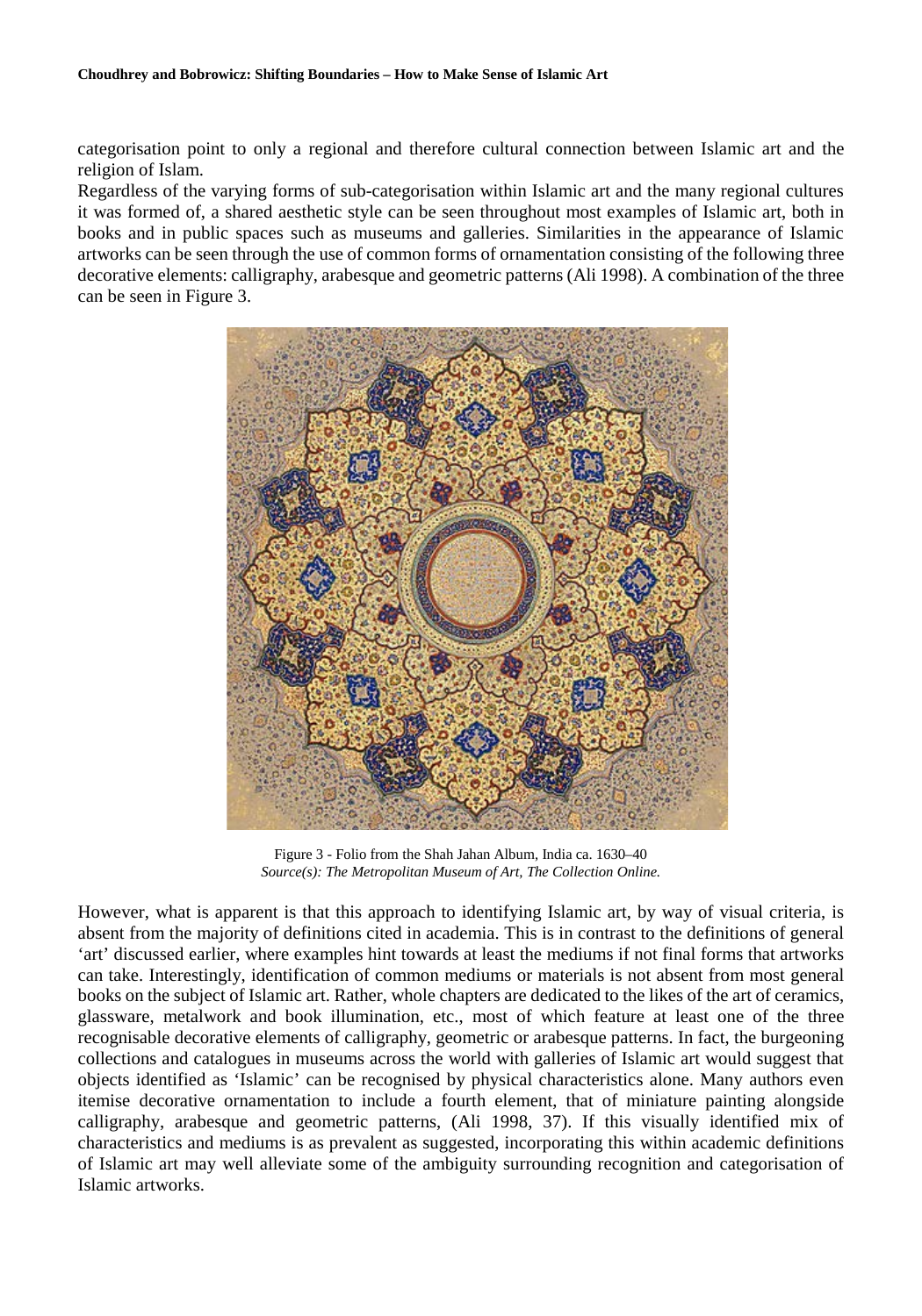categorisation point to only a regional and therefore cultural connection between Islamic art and the religion of Islam.

Regardless of the varying forms of sub-categorisation within Islamic art and the many regional cultures it was formed of, a shared aesthetic style can be seen throughout most examples of Islamic art, both in books and in public spaces such as museums and galleries. Similarities in the appearance of Islamic artworks can be seen through the use of common forms of ornamentation consisting of the following three decorative elements: calligraphy, arabesque and geometric patterns (Ali 1998). A combination of the three can be seen in Figure 3.

Figure 3 - Folio from the Shah Jahan Album, India ca. 1630–40
*Source(s): The Metropolitan Museum of Art, The Collection Online.*

However, what is apparent is that this approach to identifying Islamic art, by way of visual criteria, is absent from the majority of definitions cited in academia. This is in contrast to the definitions of general 'art' discussed earlier, where examples hint towards at least the mediums if not final forms that artworks can take. Interestingly, identification of common mediums or materials is not absent from most general books on the subject of Islamic art. Rather, whole chapters are dedicated to the likes of the art of ceramics, glassware, metalwork and book illumination, etc., most of which feature at least one of the three recognisable decorative elements of calligraphy, geometric or arabesque patterns. In fact, the burgeoning collections and catalogues in museums across the world with galleries of Islamic art would suggest that objects identified as 'Islamic' can be recognised by physical characteristics alone. Many authors even itemise decorative ornamentation to include a fourth element, that of miniature painting alongside calligraphy, arabesque and geometric patterns, (Ali 1998, 37). If this visually identified mix of characteristics and mediums is as prevalent as suggested, incorporating this within academic definitions of Islamic art may well alleviate some of the ambiguity surrounding recognition and categorisation of Islamic artworks.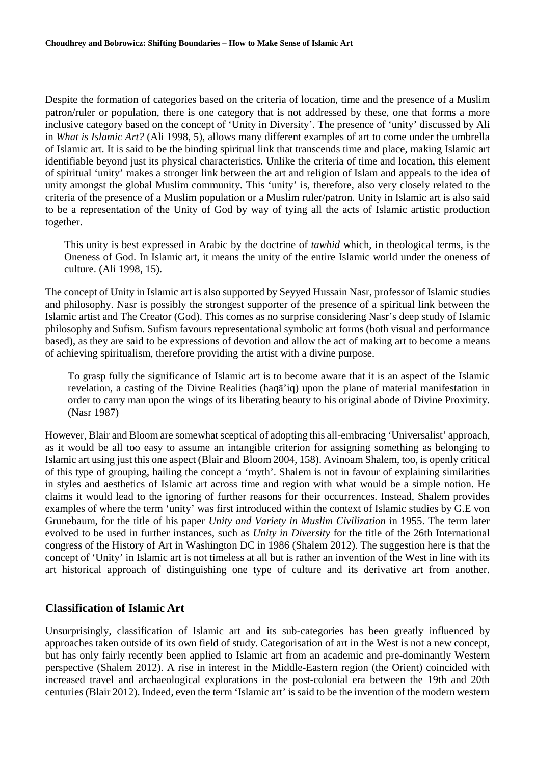Despite the formation of categories based on the criteria of location, time and the presence of a Muslim patron/ruler or population, there is one category that is not addressed by these, one that forms a more inclusive category based on the concept of 'Unity in Diversity'. The presence of 'unity' discussed by Ali in *What is Islamic Art?* (Ali 1998, 5), allows many different examples of art to come under the umbrella of Islamic art. It is said to be the binding spiritual link that transcends time and place, making Islamic art identifiable beyond just its physical characteristics. Unlike the criteria of time and location, this element of spiritual 'unity' makes a stronger link between the art and religion of Islam and appeals to the idea of unity amongst the global Muslim community. This 'unity' is, therefore, also very closely related to the criteria of the presence of a Muslim population or a Muslim ruler/patron. Unity in Islamic art is also said to be a representation of the Unity of God by way of tying all the acts of Islamic artistic production together.

> This unity is best expressed in Arabic by the doctrine of *tawhid* which, in theological terms, is the Oneness of God. In Islamic art, it means the unity of the entire Islamic world under the oneness of culture. (Ali 1998, 15).

The concept of Unity in Islamic art is also supported by Seyyed Hussain Nasr, professor of Islamic studies and philosophy. Nasr is possibly the strongest supporter of the presence of a spiritual link between the Islamic artist and The Creator (God). This comes as no surprise considering Nasr's deep study of Islamic philosophy and Sufism. Sufism favours representational symbolic art forms (both visual and performance based), as they are said to be expressions of devotion and allow the act of making art to become a means of achieving spiritualism, therefore providing the artist with a divine purpose.

> To grasp fully the significance of Islamic art is to become aware that it is an aspect of the Islamic revelation, a casting of the Divine Realities (haqā'iq) upon the plane of material manifestation in order to carry man upon the wings of its liberating beauty to his original abode of Divine Proximity. (Nasr 1987)

However, Blair and Bloom are somewhat sceptical of adopting this all-embracing 'Universalist' approach, as it would be all too easy to assume an intangible criterion for assigning something as belonging to Islamic art using just this one aspect (Blair and Bloom 2004, 158). Avinoam Shalem, too, is openly critical of this type of grouping, hailing the concept a 'myth'. Shalem is not in favour of explaining similarities in styles and aesthetics of Islamic art across time and region with what would be a simple notion. He claims it would lead to the ignoring of further reasons for their occurrences. Instead, Shalem provides examples of where the term 'unity' was first introduced within the context of Islamic studies by G.E von Grunebaum, for the title of his paper *Unity and Variety in Muslim Civilization* in 1955. The term later evolved to be used in further instances, such as *Unity in Diversity* for the title of the 26th International congress of the History of Art in Washington DC in 1986 (Shalem 2012). The suggestion here is that the concept of 'Unity' in Islamic art is not timeless at all but is rather an invention of the West in line with its art historical approach of distinguishing one type of culture and its derivative art from another.

## Classification of Islamic Art

Unsurprisingly, classification of Islamic art and its sub-categories has been greatly influenced by approaches taken outside of its own field of study. Categorisation of art in the West is not a new concept, but has only fairly recently been applied to Islamic art from an academic and pre-dominantly Western perspective (Shalem 2012). A rise in interest in the Middle-Eastern region (the Orient) coincided with increased travel and archaeological explorations in the post-colonial era between the 19th and 20th centuries (Blair 2012). Indeed, even the term 'Islamic art' is said to be the invention of the modern western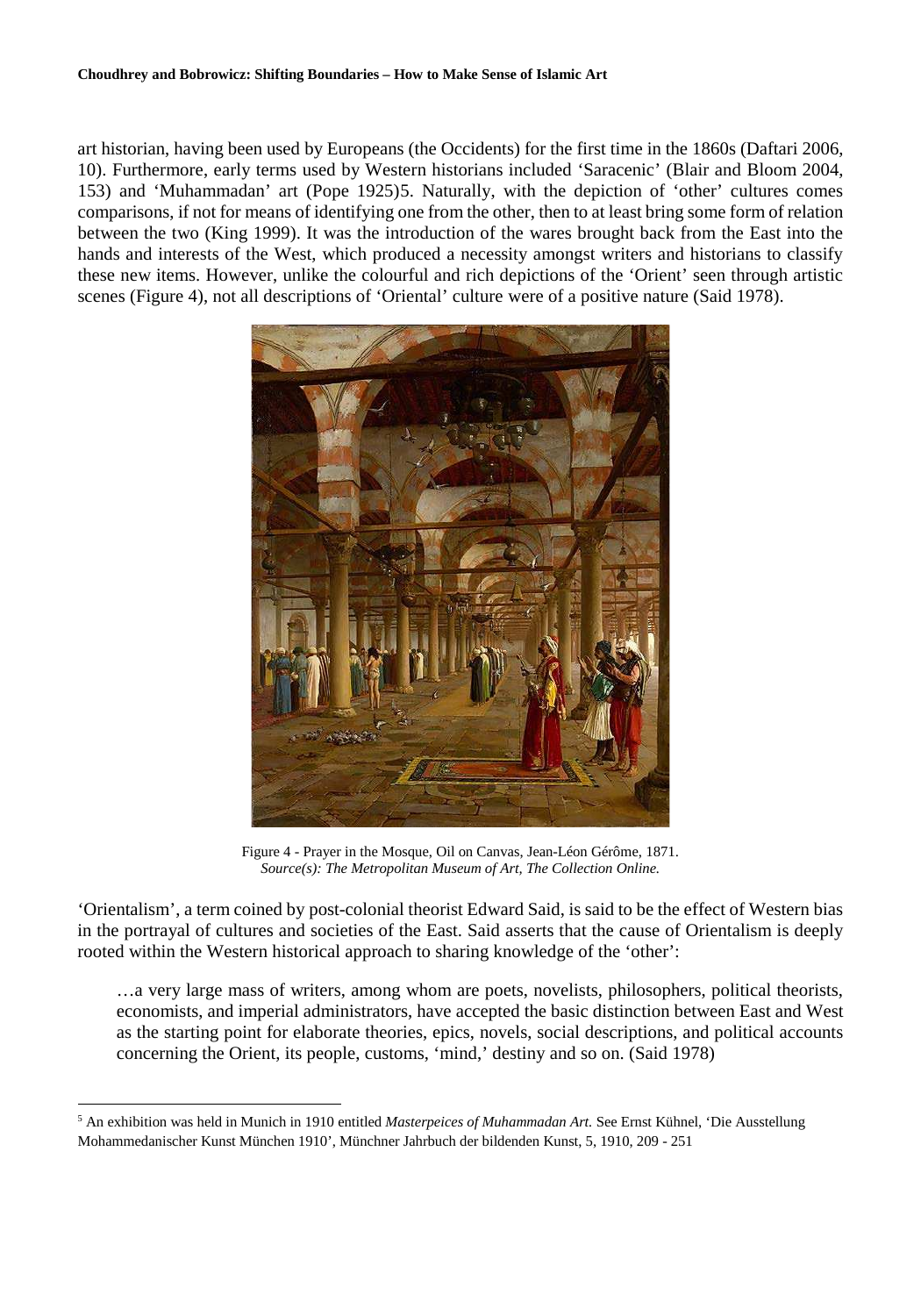art historian, having been used by Europeans (the Occidents) for the first time in the 1860s (Daftari 2006, 10). Furthermore, early terms used by Western historians included 'Saracenic' (Blair and Bloom 2004, 153) and 'Muhammadan' art (Pope 1925)5. Naturally, with the depiction of 'other' cultures comes comparisons, if not for means of identifying one from the other, then to at least bring some form of relation between the two (King 1999). It was the introduction of the wares brought back from the East into the hands and interests of the West, which produced a necessity amongst writers and historians to classify these new items. However, unlike the colourful and rich depictions of the 'Orient' seen through artistic scenes (Figure 4), not all descriptions of 'Oriental' culture were of a positive nature (Said 1978).

Figure 4 - Prayer in the Mosque, Oil on Canvas, Jean-Léon Gérôme, 1871.
*Source(s): The Metropolitan Museum of Art, The Collection Online.*

'Orientalism', a term coined by post-colonial theorist Edward Said, is said to be the effect of Western bias in the portrayal of cultures and societies of the East. Said asserts that the cause of Orientalism is deeply rooted within the Western historical approach to sharing knowledge of the 'other':

> …a very large mass of writers, among whom are poets, novelists, philosophers, political theorists, economists, and imperial administrators, have accepted the basic distinction between East and West as the starting point for elaborate theories, epics, novels, social descriptions, and political accounts concerning the Orient, its people, customs, 'mind,' destiny and so on. (Said 1978)

[5] An exhibition was held in Munich in 1910 entitled *Masterpeices of Muhammadan Art.* See Ernst Kühnel, 'Die Ausstellung Mohammedanischer Kunst München 1910', Münchner Jahrbuch der bildenden Kunst, 5, 1910, 209 - 251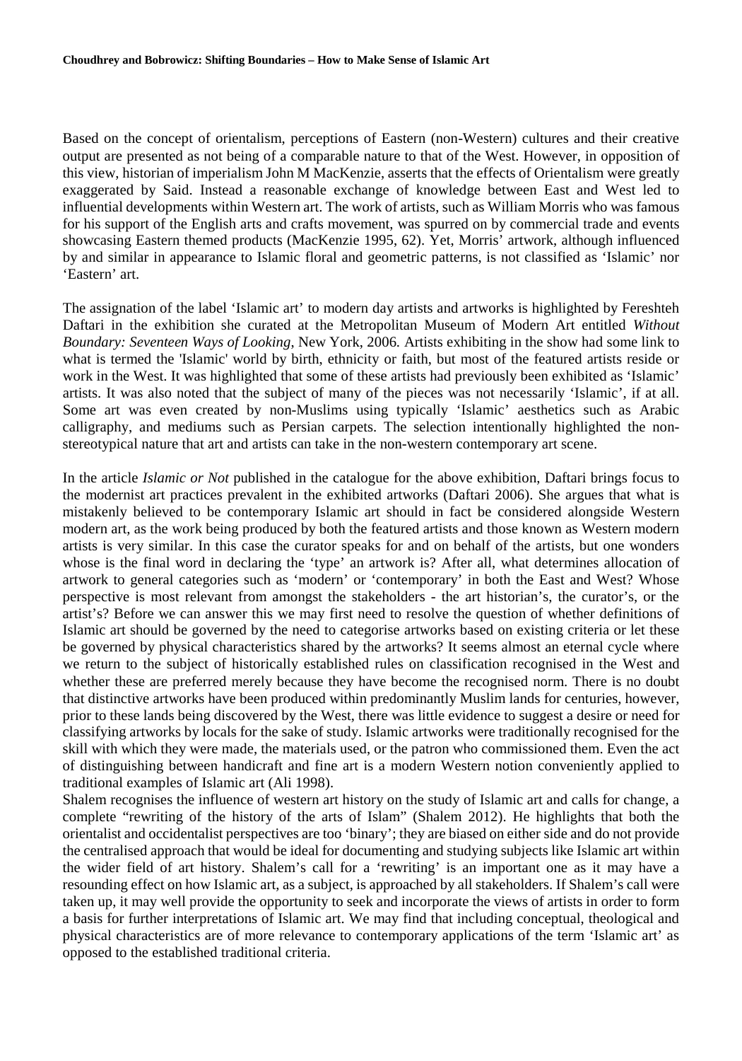Based on the concept of orientalism, perceptions of Eastern (non-Western) cultures and their creative output are presented as not being of a comparable nature to that of the West. However, in opposition of this view, historian of imperialism John M MacKenzie, asserts that the effects of Orientalism were greatly exaggerated by Said. Instead a reasonable exchange of knowledge between East and West led to influential developments within Western art. The work of artists, such as William Morris who was famous for his support of the English arts and crafts movement, was spurred on by commercial trade and events showcasing Eastern themed products (MacKenzie 1995, 62). Yet, Morris' artwork, although influenced by and similar in appearance to Islamic floral and geometric patterns, is not classified as 'Islamic' nor 'Eastern' art.

The assignation of the label 'Islamic art' to modern day artists and artworks is highlighted by Fereshteh Daftari in the exhibition she curated at the Metropolitan Museum of Modern Art entitled *Without Boundary: Seventeen Ways of Looking,* New York, 2006*.* Artists exhibiting in the show had some link to what is termed the 'Islamic' world by birth, ethnicity or faith, but most of the featured artists reside or work in the West. It was highlighted that some of these artists had previously been exhibited as 'Islamic' artists. It was also noted that the subject of many of the pieces was not necessarily 'Islamic', if at all. Some art was even created by non-Muslims using typically 'Islamic' aesthetics such as Arabic calligraphy, and mediums such as Persian carpets. The selection intentionally highlighted the non-stereotypical nature that art and artists can take in the non-western contemporary art scene.

In the article *Islamic or Not* published in the catalogue for the above exhibition, Daftari brings focus to the modernist art practices prevalent in the exhibited artworks (Daftari 2006). She argues that what is mistakenly believed to be contemporary Islamic art should in fact be considered alongside Western modern art, as the work being produced by both the featured artists and those known as Western modern artists is very similar. In this case the curator speaks for and on behalf of the artists, but one wonders whose is the final word in declaring the 'type' an artwork is? After all, what determines allocation of artwork to general categories such as 'modern' or 'contemporary' in both the East and West? Whose perspective is most relevant from amongst the stakeholders - the art historian's, the curator's, or the artist's? Before we can answer this we may first need to resolve the question of whether definitions of Islamic art should be governed by the need to categorise artworks based on existing criteria or let these be governed by physical characteristics shared by the artworks? It seems almost an eternal cycle where we return to the subject of historically established rules on classification recognised in the West and whether these are preferred merely because they have become the recognised norm. There is no doubt that distinctive artworks have been produced within predominantly Muslim lands for centuries, however, prior to these lands being discovered by the West, there was little evidence to suggest a desire or need for classifying artworks by locals for the sake of study. Islamic artworks were traditionally recognised for the skill with which they were made, the materials used, or the patron who commissioned them. Even the act of distinguishing between handicraft and fine art is a modern Western notion conveniently applied to traditional examples of Islamic art (Ali 1998).

Shalem recognises the influence of western art history on the study of Islamic art and calls for change, a complete "rewriting of the history of the arts of Islam" (Shalem 2012). He highlights that both the orientalist and occidentalist perspectives are too 'binary'; they are biased on either side and do not provide the centralised approach that would be ideal for documenting and studying subjects like Islamic art within the wider field of art history. Shalem's call for a 'rewriting' is an important one as it may have a resounding effect on how Islamic art, as a subject, is approached by all stakeholders. If Shalem's call were taken up, it may well provide the opportunity to seek and incorporate the views of artists in order to form a basis for further interpretations of Islamic art. We may find that including conceptual, theological and physical characteristics are of more relevance to contemporary applications of the term 'Islamic art' as opposed to the established traditional criteria.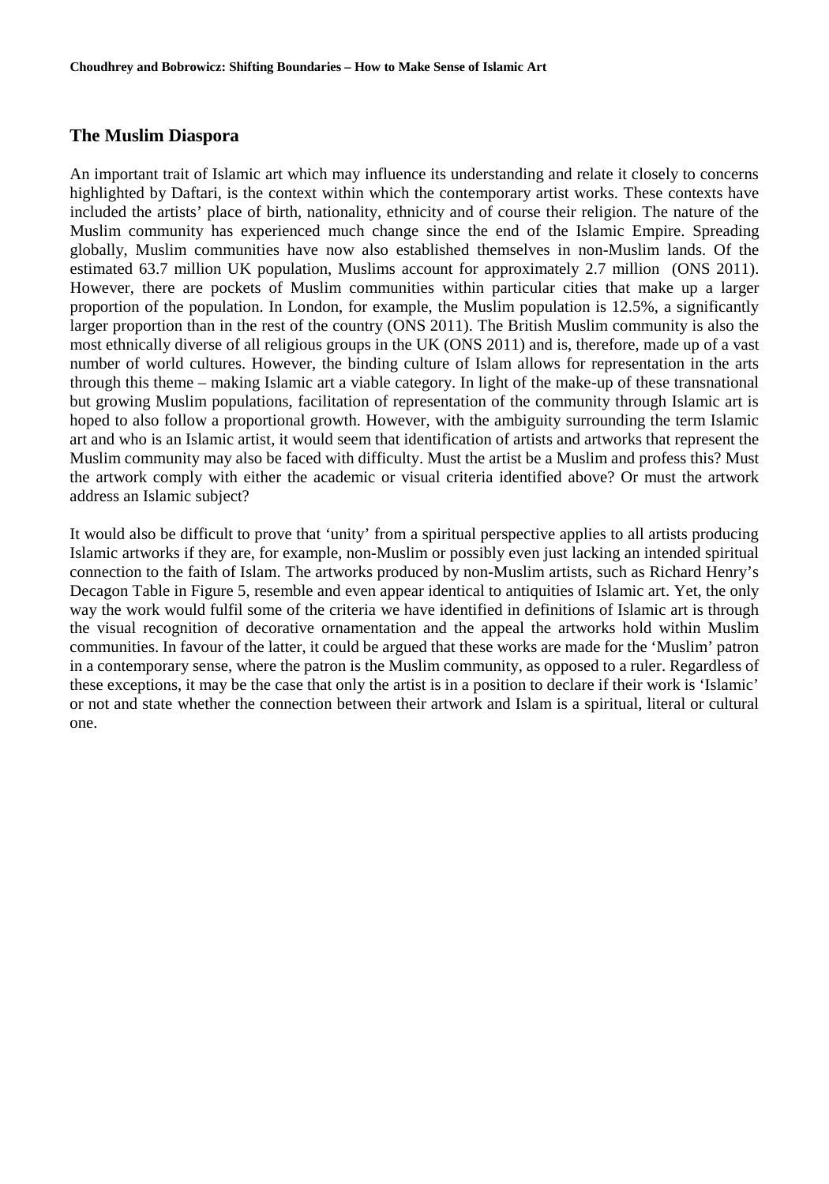## The Muslim Diaspora

An important trait of Islamic art which may influence its understanding and relate it closely to concerns highlighted by Daftari, is the context within which the contemporary artist works. These contexts have included the artists' place of birth, nationality, ethnicity and of course their religion. The nature of the Muslim community has experienced much change since the end of the Islamic Empire. Spreading globally, Muslim communities have now also established themselves in non-Muslim lands. Of the estimated 63.7 million UK population, Muslims account for approximately 2.7 million (ONS 2011). However, there are pockets of Muslim communities within particular cities that make up a larger proportion of the population. In London, for example, the Muslim population is 12.5%, a significantly larger proportion than in the rest of the country (ONS 2011). The British Muslim community is also the most ethnically diverse of all religious groups in the UK (ONS 2011) and is, therefore, made up of a vast number of world cultures. However, the binding culture of Islam allows for representation in the arts through this theme – making Islamic art a viable category. In light of the make-up of these transnational but growing Muslim populations, facilitation of representation of the community through Islamic art is hoped to also follow a proportional growth. However, with the ambiguity surrounding the term Islamic art and who is an Islamic artist, it would seem that identification of artists and artworks that represent the Muslim community may also be faced with difficulty. Must the artist be a Muslim and profess this? Must the artwork comply with either the academic or visual criteria identified above? Or must the artwork address an Islamic subject?

It would also be difficult to prove that 'unity' from a spiritual perspective applies to all artists producing Islamic artworks if they are, for example, non-Muslim or possibly even just lacking an intended spiritual connection to the faith of Islam. The artworks produced by non-Muslim artists, such as Richard Henry's Decagon Table in Figure 5, resemble and even appear identical to antiquities of Islamic art. Yet, the only way the work would fulfil some of the criteria we have identified in definitions of Islamic art is through the visual recognition of decorative ornamentation and the appeal the artworks hold within Muslim communities. In favour of the latter, it could be argued that these works are made for the 'Muslim' patron in a contemporary sense, where the patron is the Muslim community, as opposed to a ruler. Regardless of these exceptions, it may be the case that only the artist is in a position to declare if their work is 'Islamic' or not and state whether the connection between their artwork and Islam is a spiritual, literal or cultural one.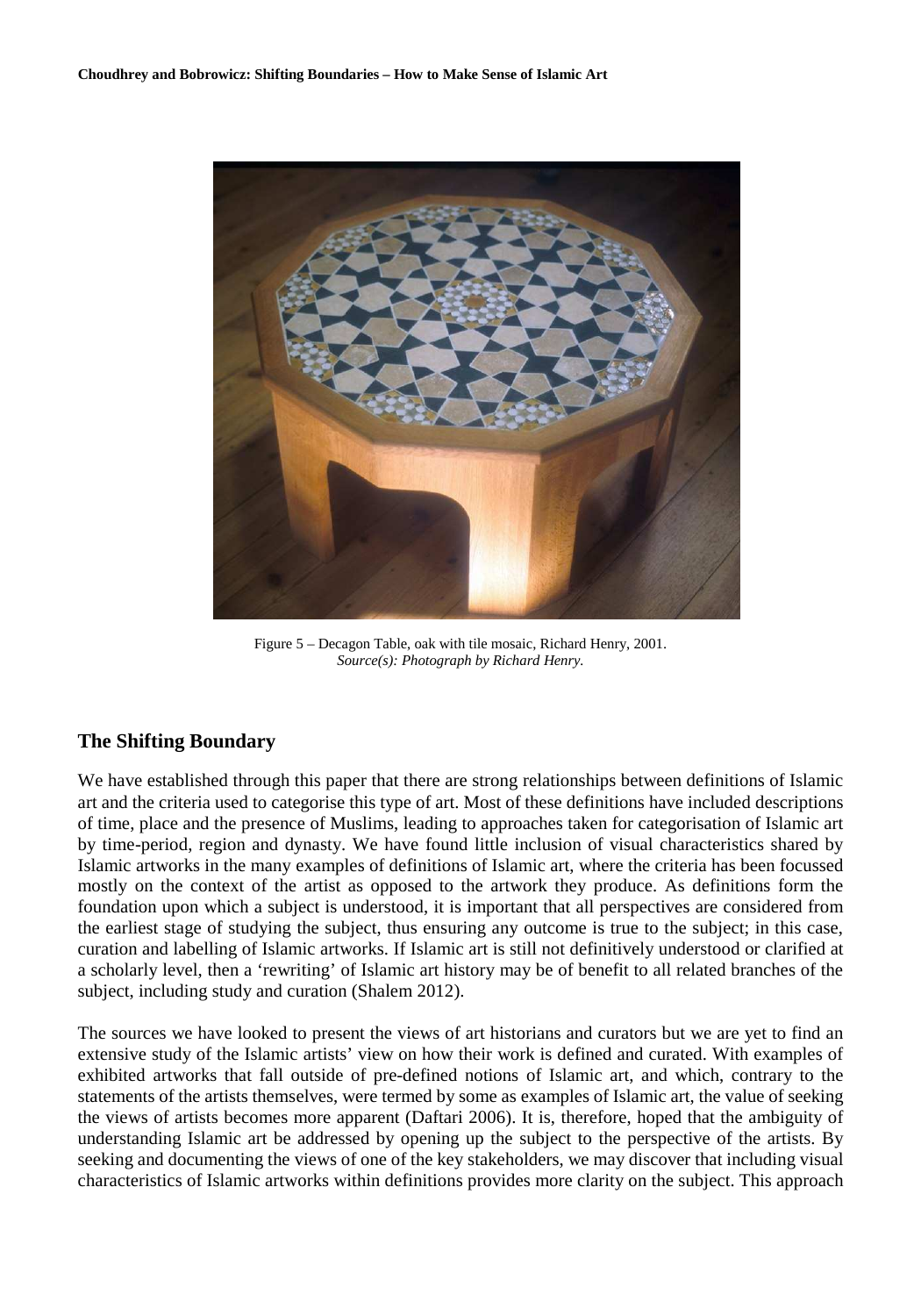Figure 5 – Decagon Table, oak with tile mosaic, Richard Henry, 2001.
*Source(s): Photograph by Richard Henry.*

## The Shifting Boundary

We have established through this paper that there are strong relationships between definitions of Islamic art and the criteria used to categorise this type of art. Most of these definitions have included descriptions of time, place and the presence of Muslims, leading to approaches taken for categorisation of Islamic art by time-period, region and dynasty. We have found little inclusion of visual characteristics shared by Islamic artworks in the many examples of definitions of Islamic art, where the criteria has been focussed mostly on the context of the artist as opposed to the artwork they produce. As definitions form the foundation upon which a subject is understood, it is important that all perspectives are considered from the earliest stage of studying the subject, thus ensuring any outcome is true to the subject; in this case, curation and labelling of Islamic artworks. If Islamic art is still not definitively understood or clarified at a scholarly level, then a 'rewriting' of Islamic art history may be of benefit to all related branches of the subject, including study and curation (Shalem 2012).

The sources we have looked to present the views of art historians and curators but we are yet to find an extensive study of the Islamic artists' view on how their work is defined and curated. With examples of exhibited artworks that fall outside of pre-defined notions of Islamic art, and which, contrary to the statements of the artists themselves, were termed by some as examples of Islamic art, the value of seeking the views of artists becomes more apparent (Daftari 2006). It is, therefore, hoped that the ambiguity of understanding Islamic art be addressed by opening up the subject to the perspective of the artists. By seeking and documenting the views of one of the key stakeholders, we may discover that including visual characteristics of Islamic artworks within definitions provides more clarity on the subject. This approach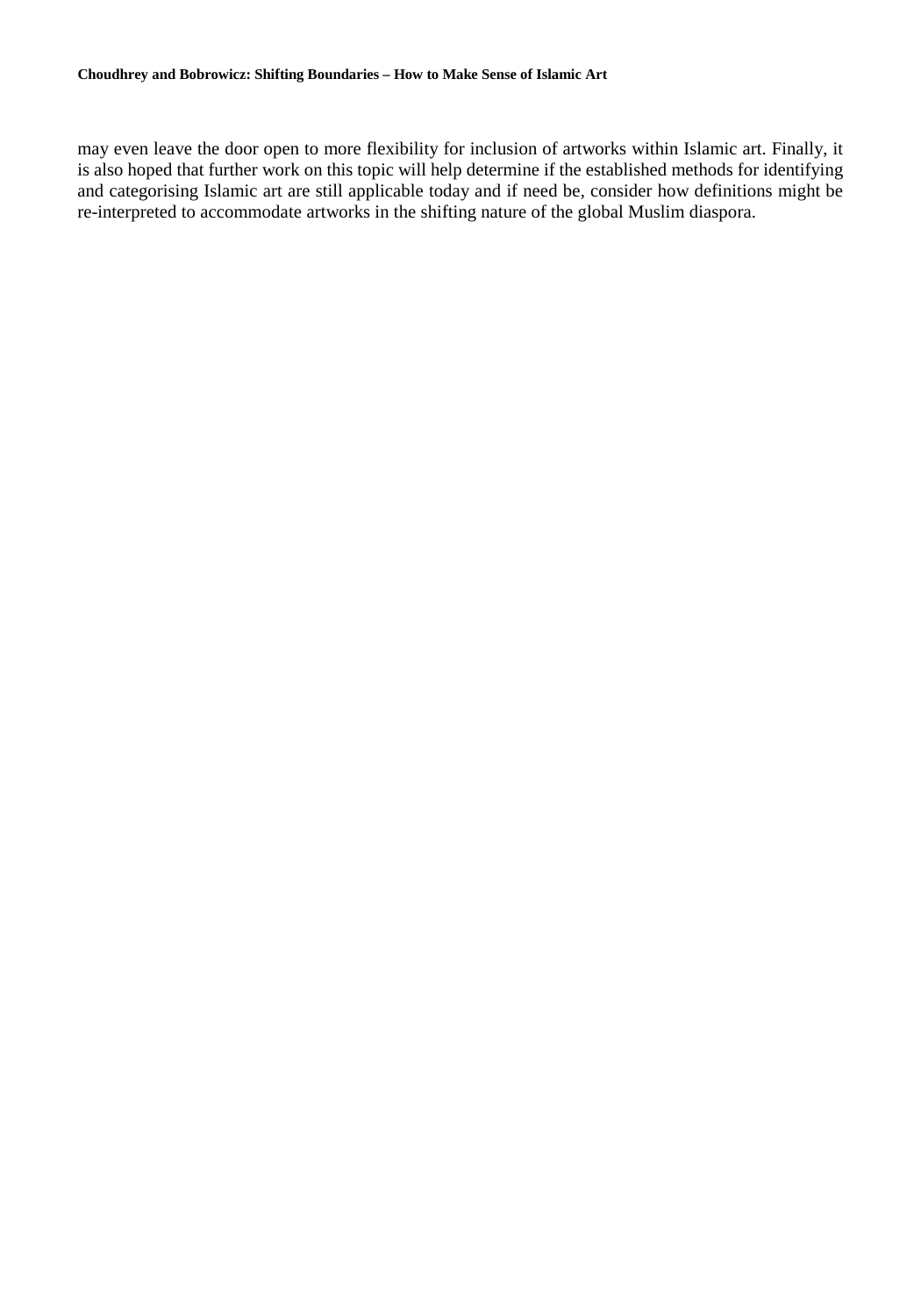may even leave the door open to more flexibility for inclusion of artworks within Islamic art. Finally, it is also hoped that further work on this topic will help determine if the established methods for identifying and categorising Islamic art are still applicable today and if need be, consider how definitions might be re-interpreted to accommodate artworks in the shifting nature of the global Muslim diaspora.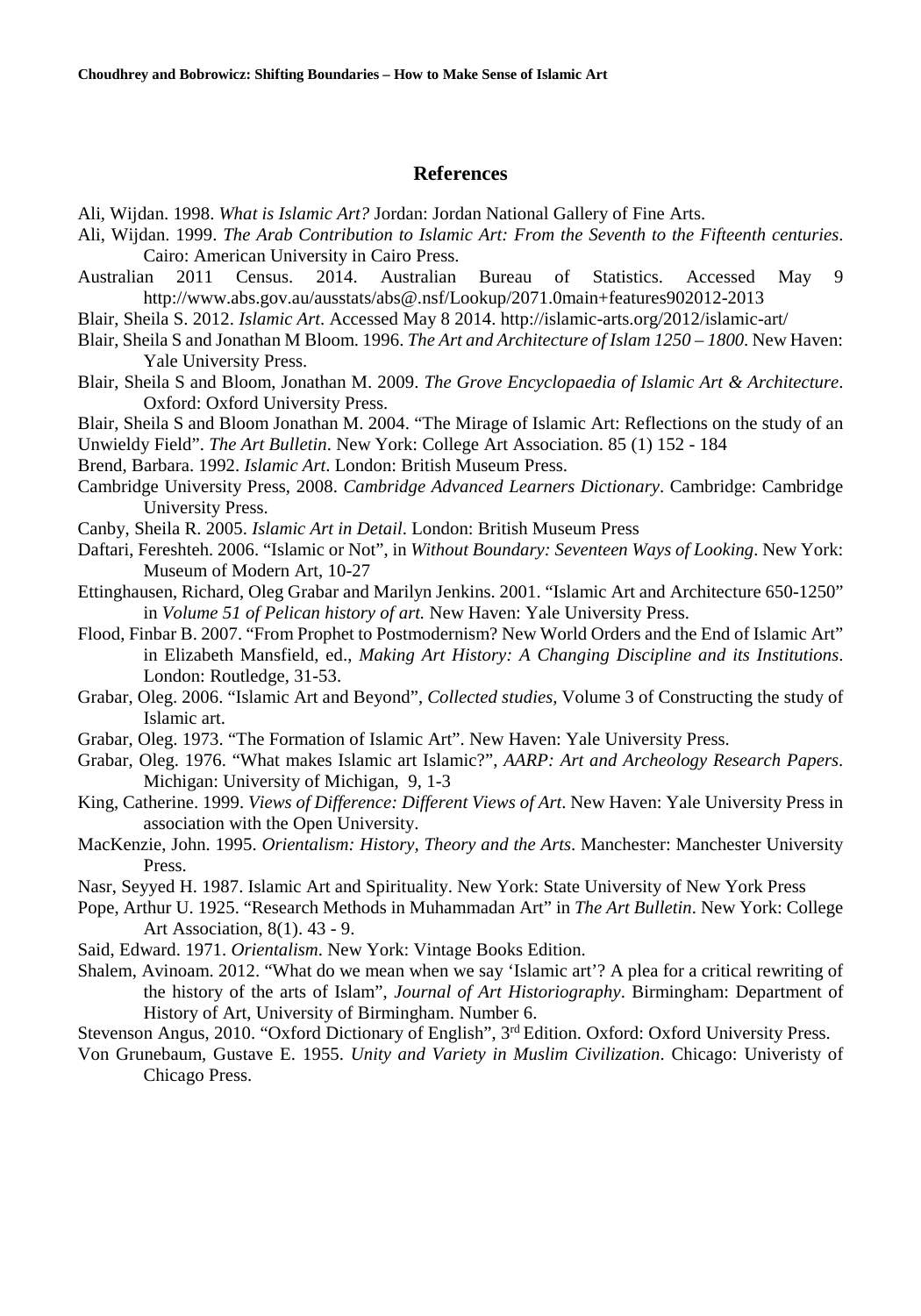## References

Ali, Wijdan. 1998. *What is Islamic Art?* Jordan: Jordan National Gallery of Fine Arts.

Ali, Wijdan. 1999. *The Arab Contribution to Islamic Art: From the Seventh to the Fifteenth centuries*. Cairo: American University in Cairo Press.

Australian 2011 Census. 2014. Australian Bureau of Statistics. Accessed May 9 http://www.abs.gov.au/ausstats/abs@.nsf/Lookup/2071.0main+features902012-2013

Blair, Sheila S. 2012. *Islamic Art*. Accessed May 8 2014. http://islamic-arts.org/2012/islamic-art/

Blair, Sheila S and Jonathan M Bloom. 1996. *The Art and Architecture of Islam 1250 – 1800*. New Haven: Yale University Press.

Blair, Sheila S and Bloom, Jonathan M. 2009. *The Grove Encyclopaedia of Islamic Art & Architecture*. Oxford: Oxford University Press.

Blair, Sheila S and Bloom Jonathan M. 2004. "The Mirage of Islamic Art: Reflections on the study of an Unwieldy Field". *The Art Bulletin*. New York: College Art Association. 85 (1) 152 - 184

Brend, Barbara. 1992. *Islamic Art*. London: British Museum Press.

Cambridge University Press, 2008. *Cambridge Advanced Learners Dictionary*. Cambridge: Cambridge University Press.

Canby, Sheila R. 2005. *Islamic Art in Detail*. London: British Museum Press

Daftari, Fereshteh. 2006. "Islamic or Not", in *Without Boundary: Seventeen Ways of Looking*. New York: Museum of Modern Art, 10-27

Ettinghausen, Richard, Oleg Grabar and Marilyn Jenkins. 2001. "Islamic Art and Architecture 650-1250" in *Volume 51 of Pelican history of art.* New Haven: Yale University Press.

Flood, Finbar B. 2007. "From Prophet to Postmodernism? New World Orders and the End of Islamic Art" in Elizabeth Mansfield, ed., *Making Art History: A Changing Discipline and its Institutions*. London: Routledge, 31-53.

Grabar, Oleg. 2006. "Islamic Art and Beyond", *Collected studies,* Volume 3 of Constructing the study of Islamic art.

Grabar, Oleg. 1973. "The Formation of Islamic Art". New Haven: Yale University Press.

Grabar, Oleg. 1976. "What makes Islamic art Islamic?", *AARP: Art and Archeology Research Papers*. Michigan: University of Michigan, 9, 1-3

King, Catherine. 1999. *Views of Difference: Different Views of Art*. New Haven: Yale University Press in association with the Open University.

MacKenzie, John. 1995. *Orientalism: History, Theory and the Arts*. Manchester: Manchester University Press.

Nasr, Seyyed H. 1987. Islamic Art and Spirituality. New York: State University of New York Press

Pope, Arthur U. 1925. "Research Methods in Muhammadan Art" in *The Art Bulletin*. New York: College Art Association, 8(1). 43 - 9.

Said, Edward. 1971. *Orientalism*. New York: Vintage Books Edition.

Shalem, Avinoam. 2012. "What do we mean when we say 'Islamic art'? A plea for a critical rewriting of the history of the arts of Islam", *Journal of Art Historiography*. Birmingham: Department of History of Art, University of Birmingham. Number 6.

Stevenson Angus, 2010. "Oxford Dictionary of English", 3rd Edition. Oxford: Oxford University Press.

Von Grunebaum, Gustave E. 1955. *Unity and Variety in Muslim Civilization*. Chicago: Univeristy of Chicago Press.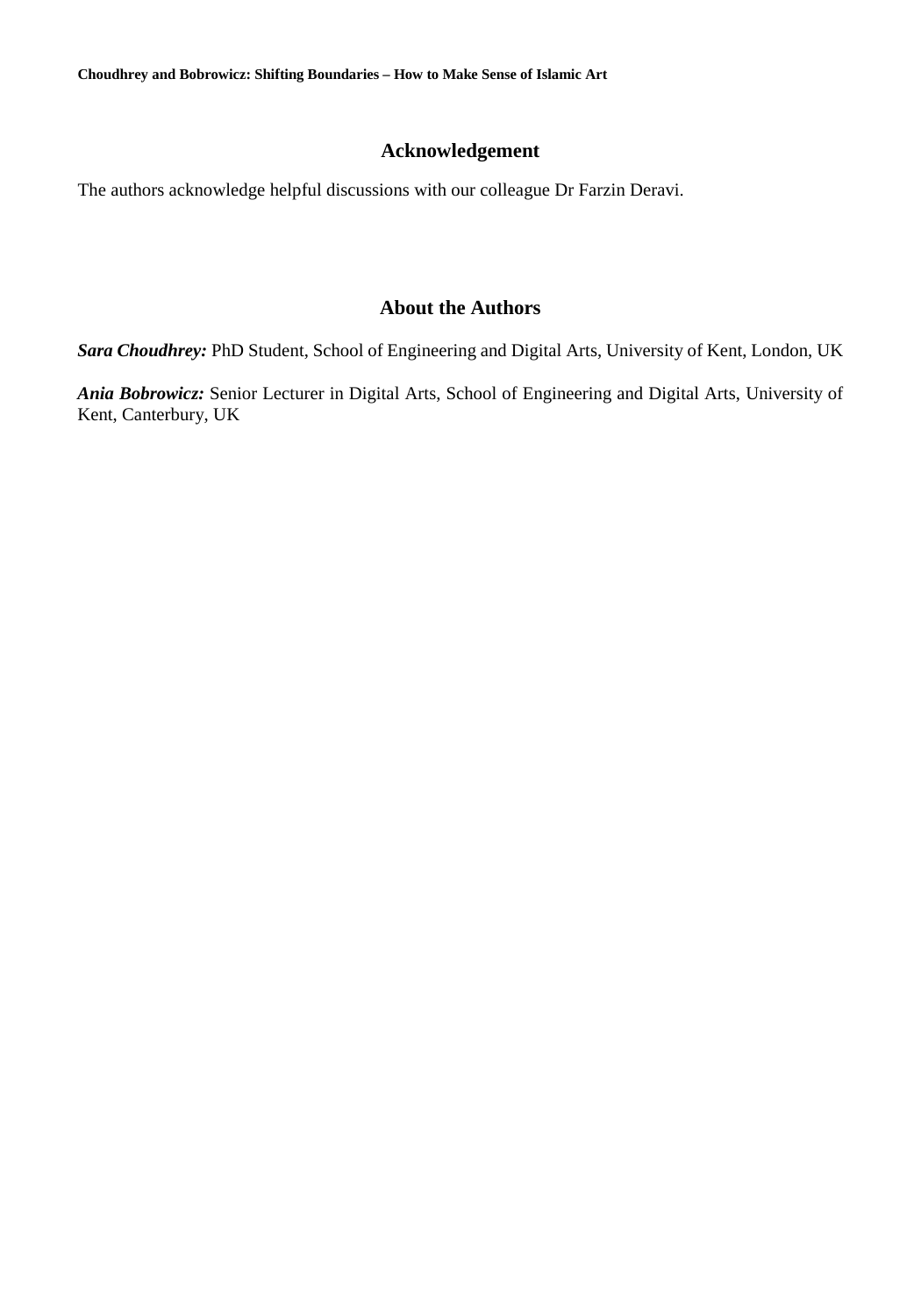## Acknowledgement

The authors acknowledge helpful discussions with our colleague Dr Farzin Deravi.

## About the Authors

***Sara Choudhrey:*** PhD Student, School of Engineering and Digital Arts, University of Kent, London, UK

***Ania Bobrowicz:*** Senior Lecturer in Digital Arts, School of Engineering and Digital Arts, University of Kent, Canterbury, UK